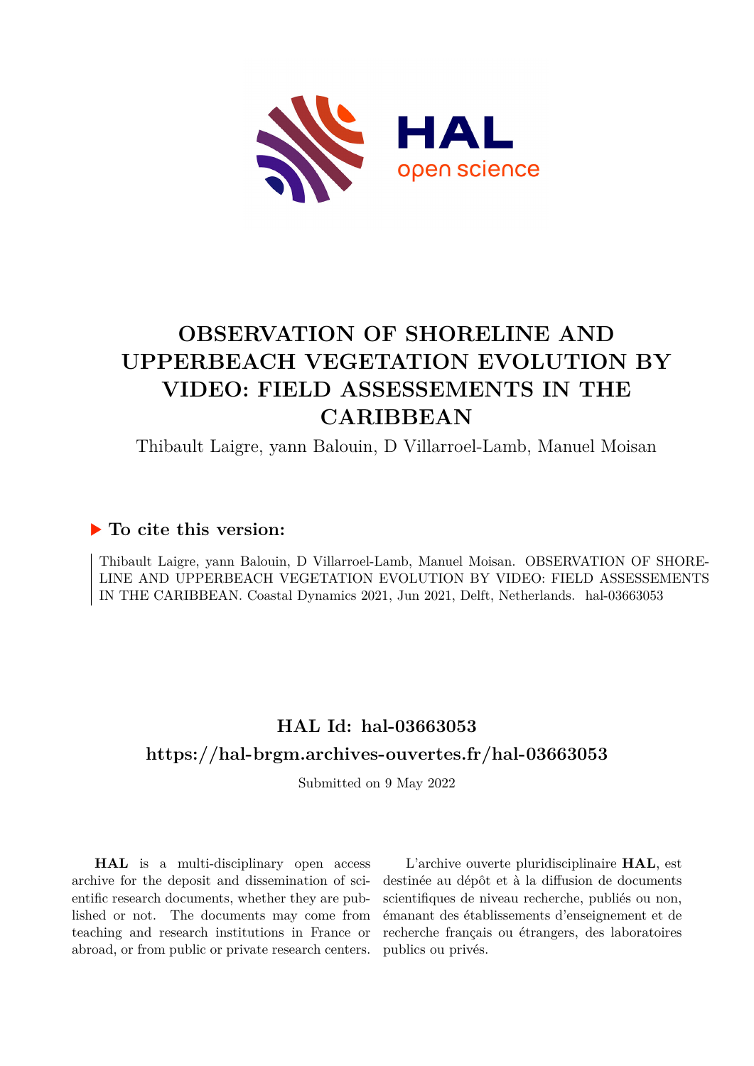# OBSERVATION OF SHORELINE AND UPPERBEACH VEGETATION EVOLUTION BY VIDEO: FIELD ASSESSEMENTS IN THE CARIBBEAN

Thibault Laigre, yann Balouin, D Villarroel-Lamb, Manuel Moisan

## ▶ To cite this version:

Thibault Laigre, yann Balouin, D Villarroel-Lamb, Manuel Moisan. OBSERVATION OF SHORELINE AND UPPERBEACH VEGETATION EVOLUTION BY VIDEO: FIELD ASSESSEMENTS IN THE CARIBBEAN. Coastal Dynamics 2021, Jun 2021, Delft, Netherlands. hal-03663053

## HAL Id: hal-03663053

## https://hal-brgm.archives-ouvertes.fr/hal-03663053

Submitted on 9 May 2022

**HAL** is a multi-disciplinary open access archive for the deposit and dissemination of scientific research documents, whether they are published or not. The documents may come from teaching and research institutions in France or abroad, or from public or private research centers.

L'archive ouverte pluridisciplinaire **HAL**, est destinée au dépôt et à la diffusion de documents scientifiques de niveau recherche, publiés ou non, émanant des établissements d'enseignement et de recherche français ou étrangers, des laboratoires publics ou privés.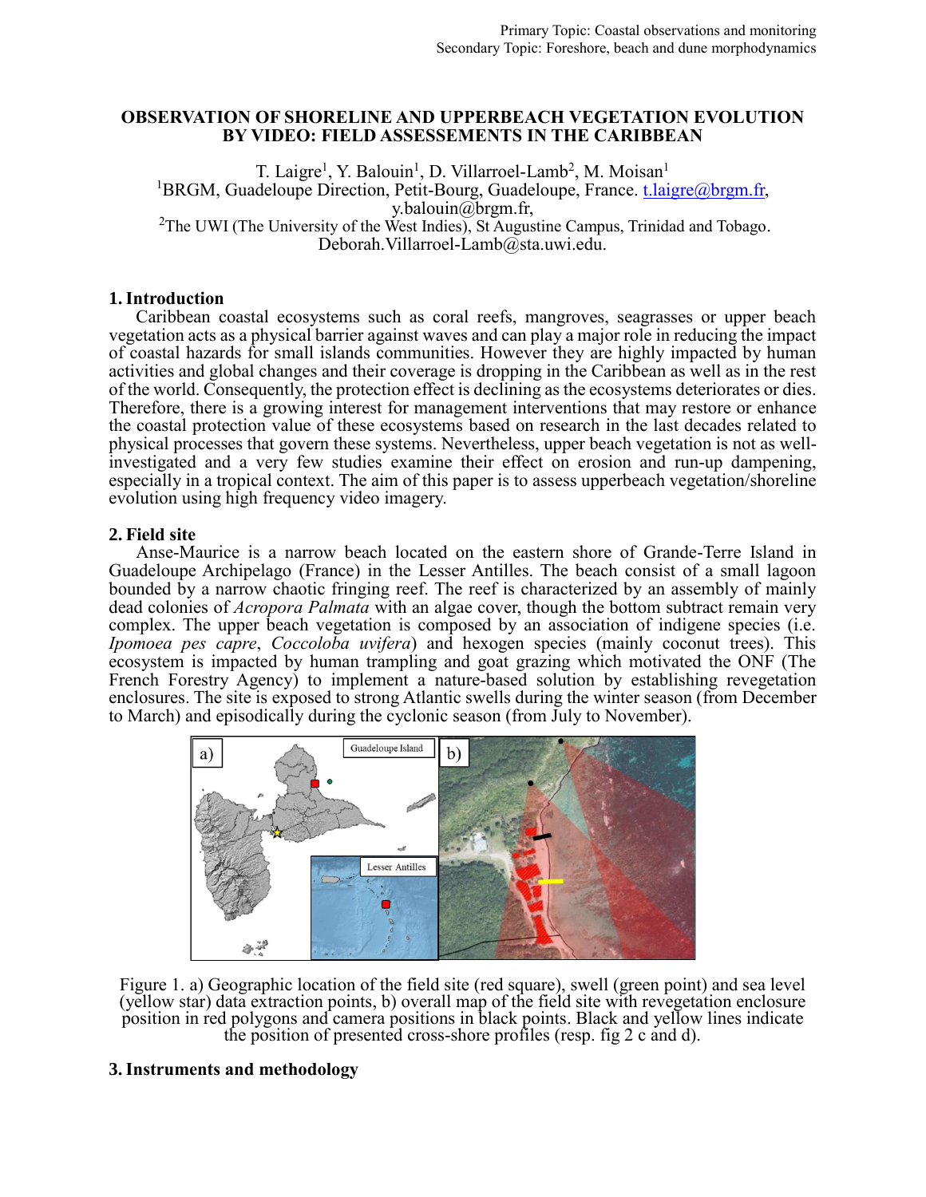Primary Topic: Coastal observations and monitoring
Secondary Topic: Foreshore, beach and dune morphodynamics

# OBSERVATION OF SHORELINE AND UPPERBEACH VEGETATION EVOLUTION BY VIDEO: FIELD ASSESSEMENTS IN THE CARIBBEAN

T. Laigre[1], Y. Balouin[1], D. Villarroel-Lamb[2], M. Moisan[1]

[1]BRGM, Guadeloupe Direction, Petit-Bourg, Guadeloupe, France. t.laigre@brgm.fr, y.balouin@brgm.fr,

[2]The UWI (The University of the West Indies), St Augustine Campus, Trinidad and Tobago. Deborah.Villarroel-Lamb@sta.uwi.edu.

## 1. Introduction

Caribbean coastal ecosystems such as coral reefs, mangroves, seagrasses or upper beach vegetation acts as a physical barrier against waves and can play a major role in reducing the impact of coastal hazards for small islands communities. However they are highly impacted by human activities and global changes and their coverage is dropping in the Caribbean as well as in the rest of the world. Consequently, the protection effect is declining as the ecosystems deteriorates or dies. Therefore, there is a growing interest for management interventions that may restore or enhance the coastal protection value of these ecosystems based on research in the last decades related to physical processes that govern these systems. Nevertheless, upper beach vegetation is not as well-investigated and a very few studies examine their effect on erosion and run-up dampening, especially in a tropical context. The aim of this paper is to assess upperbeach vegetation/shoreline evolution using high frequency video imagery.

## 2. Field site

Anse-Maurice is a narrow beach located on the eastern shore of Grande-Terre Island in Guadeloupe Archipelago (France) in the Lesser Antilles. The beach consist of a small lagoon bounded by a narrow chaotic fringing reef. The reef is characterized by an assembly of mainly dead colonies of *Acropora Palmata* with an algae cover, though the bottom subtract remain very complex. The upper beach vegetation is composed by an association of indigene species (i.e. *Ipomoea pes capre*, *Coccoloba uvifera*) and hexogen species (mainly coconut trees). This ecosystem is impacted by human trampling and goat grazing which motivated the ONF (The French Forestry Agency) to implement a nature-based solution by establishing revegetation enclosures. The site is exposed to strong Atlantic swells during the winter season (from December to March) and episodically during the cyclonic season (from July to November).

Figure 1. a) Geographic location of the field site (red square), swell (green point) and sea level (yellow star) data extraction points, b) overall map of the field site with revegetation enclosure position in red polygons and camera positions in black points. Black and yellow lines indicate the position of presented cross-shore profiles (resp. fig 2 c and d).

## 3. Instruments and methodology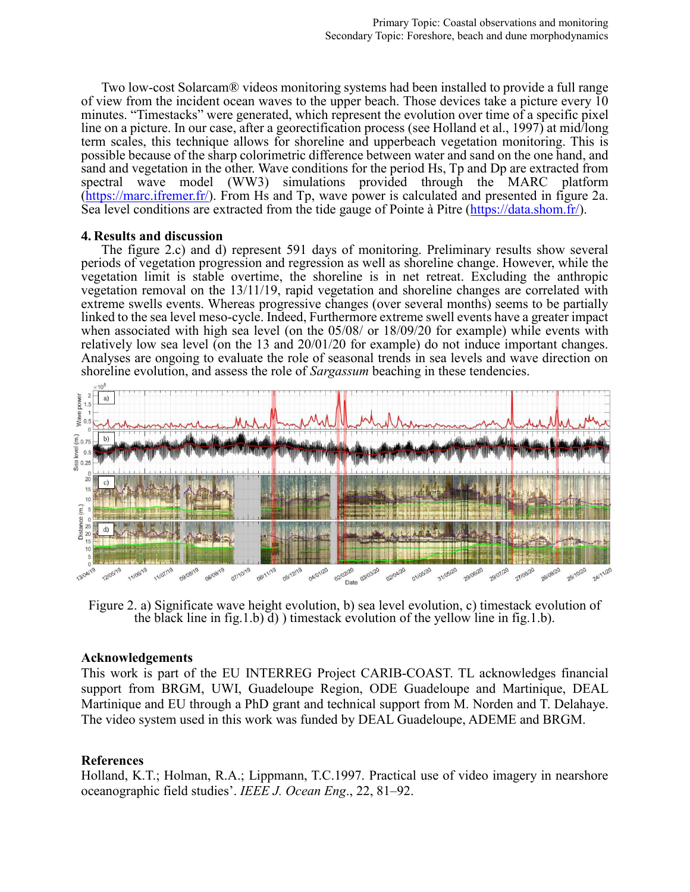Two low-cost Solarcam® videos monitoring systems had been installed to provide a full range of view from the incident ocean waves to the upper beach. Those devices take a picture every 10 minutes. "Timestacks" were generated, which represent the evolution over time of a specific pixel line on a picture. In our case, after a georectification process (see Holland et al., 1997) at mid/long term scales, this technique allows for shoreline and upperbeach vegetation monitoring. This is possible because of the sharp colorimetric difference between water and sand on the one hand, and sand and vegetation in the other. Wave conditions for the period Hs, Tp and Dp are extracted from spectral wave model (WW3) simulations provided through the MARC platform (https://marc.ifremer.fr/). From Hs and Tp, wave power is calculated and presented in figure 2a. Sea level conditions are extracted from the tide gauge of Pointe à Pitre (https://data.shom.fr/).

## 4. Results and discussion

The figure 2.c) and d) represent 591 days of monitoring. Preliminary results show several periods of vegetation progression and regression as well as shoreline change. However, while the vegetation limit is stable overtime, the shoreline is in net retreat. Excluding the anthropic vegetation removal on the 13/11/19, rapid vegetation and shoreline changes are correlated with extreme swells events. Whereas progressive changes (over several months) seems to be partially linked to the sea level meso-cycle. Indeed, Furthermore extreme swell events have a greater impact when associated with high sea level (on the 05/08/ or 18/09/20 for example) while events with relatively low sea level (on the 13 and 20/01/20 for example) do not induce important changes. Analyses are ongoing to evaluate the role of seasonal trends in sea levels and wave direction on shoreline evolution, and assess the role of *Sargassum* beaching in these tendencies.

Figure 2. a) Significate wave height evolution, b) sea level evolution, c) timestack evolution of the black line in fig.1.b) d) ) timestack evolution of the yellow line in fig.1.b).

## Acknowledgements

This work is part of the EU INTERREG Project CARIB-COAST. TL acknowledges financial support from BRGM, UWI, Guadeloupe Region, ODE Guadeloupe and Martinique, DEAL Martinique and EU through a PhD grant and technical support from M. Norden and T. Delahaye. The video system used in this work was funded by DEAL Guadeloupe, ADEME and BRGM.

## References

Holland, K.T.; Holman, R.A.; Lippmann, T.C.1997. Practical use of video imagery in nearshore oceanographic field studies'. *IEEE J. Ocean Eng*., 22, 81–92.